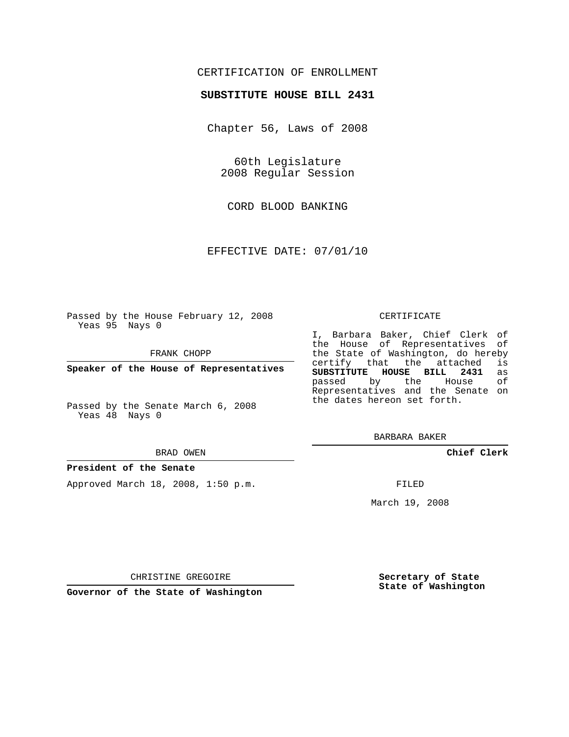CERTIFICATION OF ENROLLMENT

**SUBSTITUTE HOUSE BILL 2431**

Chapter 56, Laws of 2008

60th Legislature
2008 Regular Session

CORD BLOOD BANKING

EFFECTIVE DATE: 07/01/10

Passed by the House February 12, 2008
Yeas 95 Nays 0

FRANK CHOPP

**Speaker of the House of Representatives**

Passed by the Senate March 6, 2008
Yeas 48 Nays 0

BRAD OWEN

**President of the Senate**

Approved March 18, 2008, 1:50 p.m.

CHRISTINE GREGOIRE

**Governor of the State of Washington**

CERTIFICATE

I, Barbara Baker, Chief Clerk of the House of Representatives of the State of Washington, do hereby certify that the attached is **SUBSTITUTE HOUSE BILL 2431** as passed by the House of Representatives and the Senate on the dates hereon set forth.

BARBARA BAKER

**Chief Clerk**

FILED

March 19, 2008

**Secretary of State**
**State of Washington**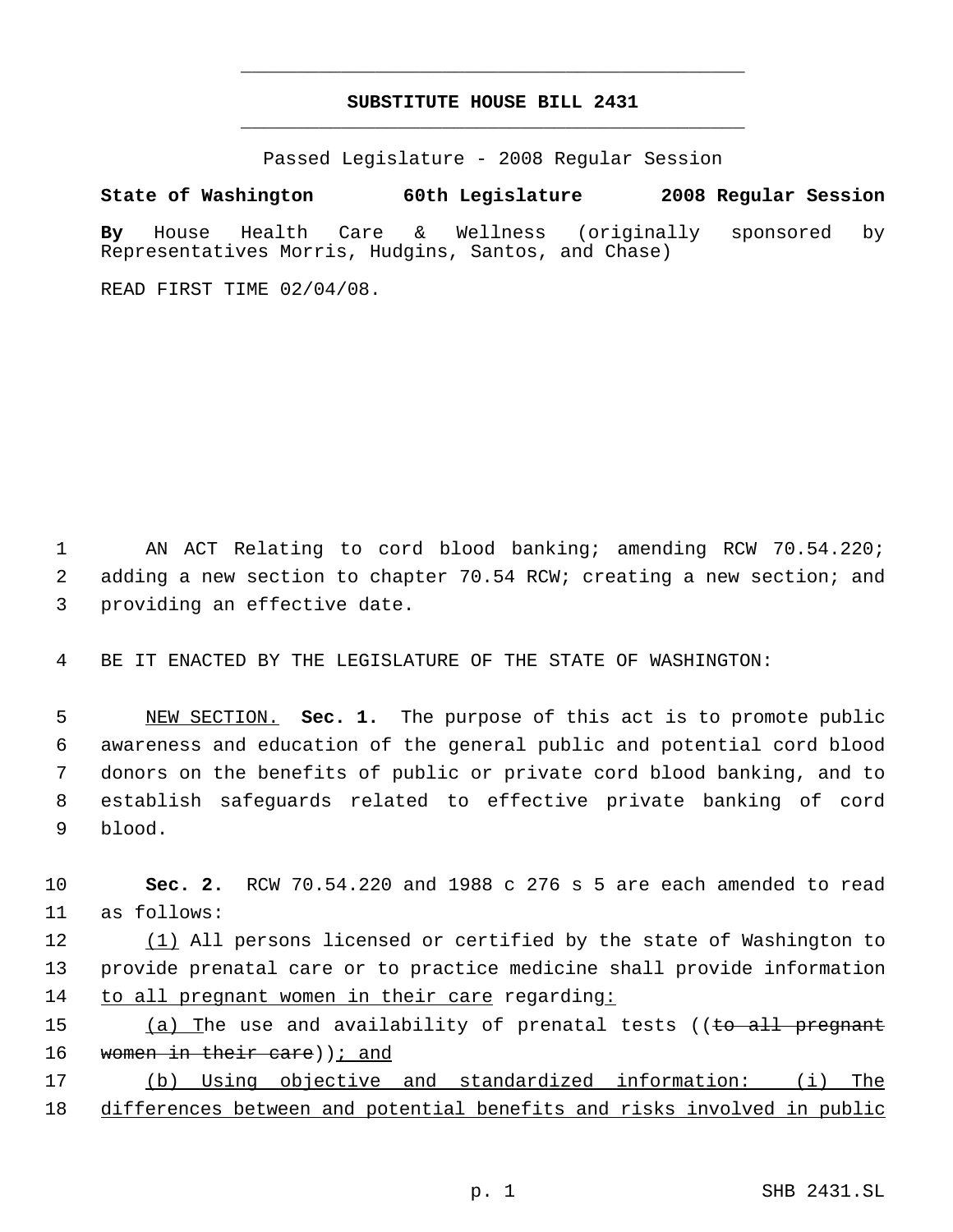# SUBSTITUTE HOUSE BILL 2431

Passed Legislature - 2008 Regular Session

**State of Washington 60th Legislature 2008 Regular Session**

**By** House Health Care & Wellness (originally sponsored by Representatives Morris, Hudgins, Santos, and Chase)

READ FIRST TIME 02/04/08.

AN ACT Relating to cord blood banking; amending RCW 70.54.220; adding a new section to chapter 70.54 RCW; creating a new section; and providing an effective date.

BE IT ENACTED BY THE LEGISLATURE OF THE STATE OF WASHINGTON:

NEW SECTION. **Sec. 1.** The purpose of this act is to promote public awareness and education of the general public and potential cord blood donors on the benefits of public or private cord blood banking, and to establish safeguards related to effective private banking of cord blood.

**Sec. 2.** RCW 70.54.220 and 1988 c 276 s 5 are each amended to read as follows:

(1) All persons licensed or certified by the state of Washington to provide prenatal care or to practice medicine shall provide information to all pregnant women in their care regarding:

(a) The use and availability of prenatal tests ((~~to all pregnant women in their care~~)); and

(b) Using objective and standardized information: (i) The differences between and potential benefits and risks involved in public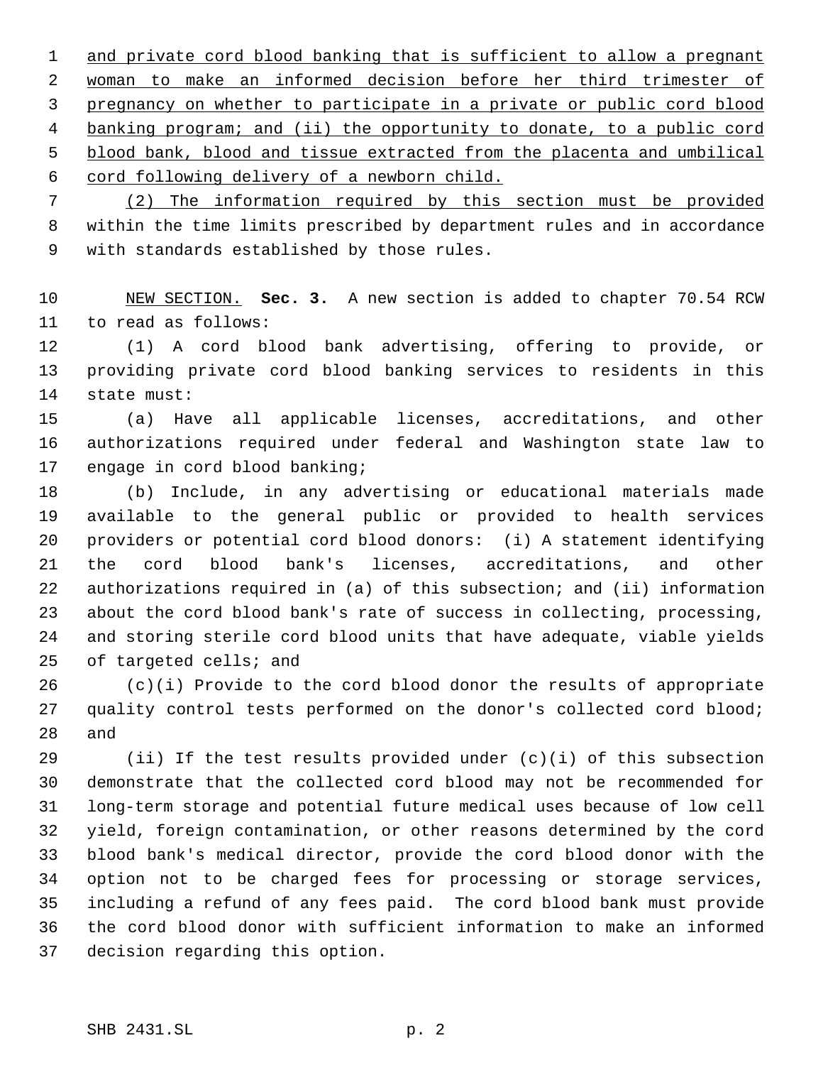and private cord blood banking that is sufficient to allow a pregnant woman to make an informed decision before her third trimester of pregnancy on whether to participate in a private or public cord blood banking program; and (ii) the opportunity to donate, to a public cord blood bank, blood and tissue extracted from the placenta and umbilical cord following delivery of a newborn child.

(2) The information required by this section must be provided within the time limits prescribed by department rules and in accordance with standards established by those rules.

NEW SECTION. **Sec. 3.** A new section is added to chapter 70.54 RCW to read as follows:

(1) A cord blood bank advertising, offering to provide, or providing private cord blood banking services to residents in this state must:

(a) Have all applicable licenses, accreditations, and other authorizations required under federal and Washington state law to engage in cord blood banking;

(b) Include, in any advertising or educational materials made available to the general public or provided to health services providers or potential cord blood donors: (i) A statement identifying the cord blood bank's licenses, accreditations, and other authorizations required in (a) of this subsection; and (ii) information about the cord blood bank's rate of success in collecting, processing, and storing sterile cord blood units that have adequate, viable yields of targeted cells; and

(c)(i) Provide to the cord blood donor the results of appropriate quality control tests performed on the donor's collected cord blood; and

(ii) If the test results provided under (c)(i) of this subsection demonstrate that the collected cord blood may not be recommended for long-term storage and potential future medical uses because of low cell yield, foreign contamination, or other reasons determined by the cord blood bank's medical director, provide the cord blood donor with the option not to be charged fees for processing or storage services, including a refund of any fees paid. The cord blood bank must provide the cord blood donor with sufficient information to make an informed decision regarding this option.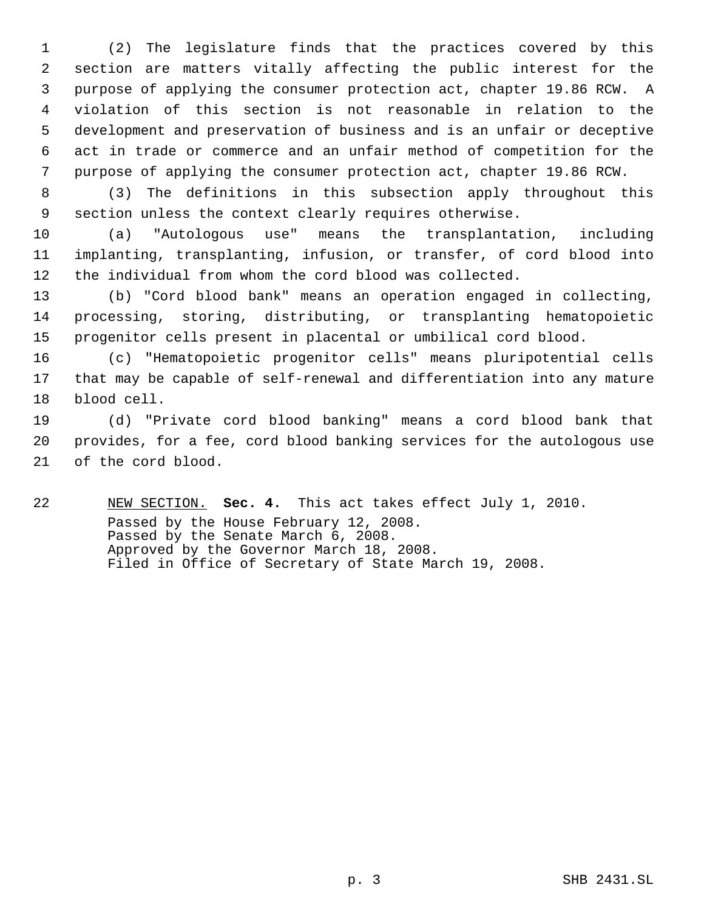(2) The legislature finds that the practices covered by this section are matters vitally affecting the public interest for the purpose of applying the consumer protection act, chapter 19.86 RCW. A violation of this section is not reasonable in relation to the development and preservation of business and is an unfair or deceptive act in trade or commerce and an unfair method of competition for the purpose of applying the consumer protection act, chapter 19.86 RCW.

(3) The definitions in this subsection apply throughout this section unless the context clearly requires otherwise.

(a) "Autologous use" means the transplantation, including implanting, transplanting, infusion, or transfer, of cord blood into the individual from whom the cord blood was collected.

(b) "Cord blood bank" means an operation engaged in collecting, processing, storing, distributing, or transplanting hematopoietic progenitor cells present in placental or umbilical cord blood.

(c) "Hematopoietic progenitor cells" means pluripotential cells that may be capable of self-renewal and differentiation into any mature blood cell.

(d) "Private cord blood banking" means a cord blood bank that provides, for a fee, cord blood banking services for the autologous use of the cord blood.

NEW SECTION. **Sec. 4.** This act takes effect July 1, 2010.

Passed by the House February 12, 2008.
Passed by the Senate March 6, 2008.
Approved by the Governor March 18, 2008.
Filed in Office of Secretary of State March 19, 2008.